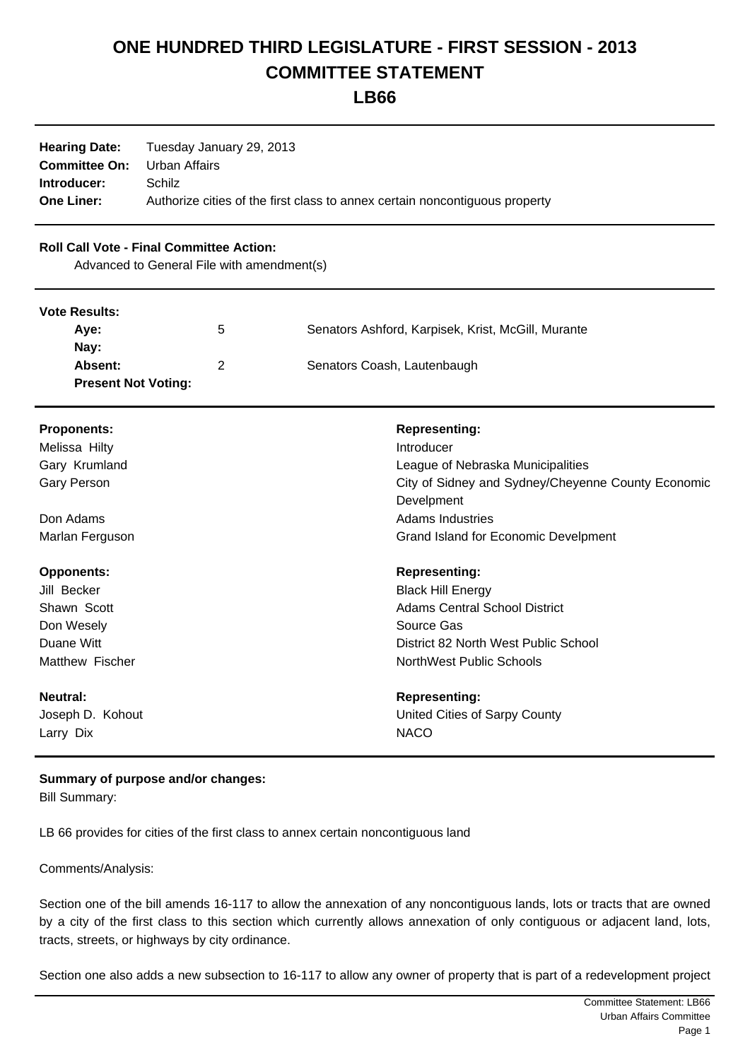# ONE HUNDRED THIRD LEGISLATURE - FIRST SESSION - 2013

# COMMITTEE STATEMENT

# LB66

**Hearing Date:** Tuesday January 29, 2013
**Committee On:** Urban Affairs
**Introducer:** Schilz
**One Liner:** Authorize cities of the first class to annex certain noncontiguous property

**Roll Call Vote - Final Committee Action:**
Advanced to General File with amendment(s)

**Vote Results:**

| | | |
|---|---|---|
| **Aye:** | 5 | Senators Ashford, Karpisek, Krist, McGill, Murante |
| **Nay:** | | |
| **Absent:** | 2 | Senators Coash, Lautenbaugh |
| **Present Not Voting:** | | |

| **Proponents:** | **Representing:** |
|---|---|
| Melissa Hilty | Introducer |
| Gary Krumland | League of Nebraska Municipalities |
| Gary Person | City of Sidney and Sydney/Cheyenne County Economic Develpment |
| Don Adams | Adams Industries |
| Marlan Ferguson | Grand Island for Economic Develpment |

| **Opponents:** | **Representing:** |
|---|---|
| Jill Becker | Black Hill Energy |
| Shawn Scott | Adams Central School District |
| Don Wesely | Source Gas |
| Duane Witt | District 82 North West Public School |
| Matthew Fischer | NorthWest Public Schools |

| **Neutral:** | **Representing:** |
|---|---|
| Joseph D. Kohout | United Cities of Sarpy County |
| Larry Dix | NACO |

**Summary of purpose and/or changes:**

Bill Summary:

LB 66 provides for cities of the first class to annex certain noncontiguous land

Comments/Analysis:

Section one of the bill amends 16-117 to allow the annexation of any noncontiguous lands, lots or tracts that are owned by a city of the first class to this section which currently allows annexation of only contiguous or adjacent land, lots, tracts, streets, or highways by city ordinance.

Section one also adds a new subsection to 16-117 to allow any owner of property that is part of a redevelopment project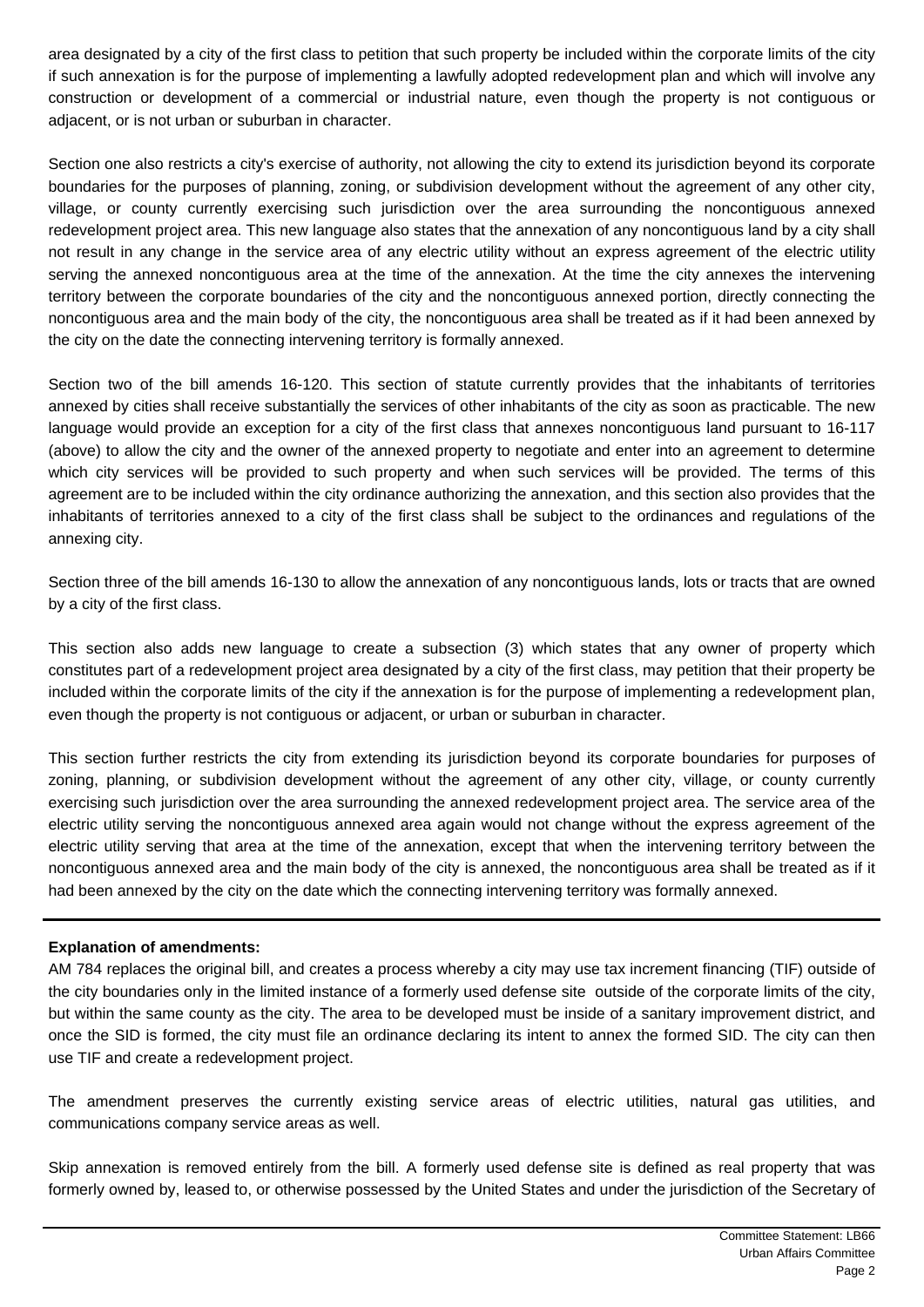area designated by a city of the first class to petition that such property be included within the corporate limits of the city if such annexation is for the purpose of implementing a lawfully adopted redevelopment plan and which will involve any construction or development of a commercial or industrial nature, even though the property is not contiguous or adjacent, or is not urban or suburban in character.

Section one also restricts a city's exercise of authority, not allowing the city to extend its jurisdiction beyond its corporate boundaries for the purposes of planning, zoning, or subdivision development without the agreement of any other city, village, or county currently exercising such jurisdiction over the area surrounding the noncontiguous annexed redevelopment project area. This new language also states that the annexation of any noncontiguous land by a city shall not result in any change in the service area of any electric utility without an express agreement of the electric utility serving the annexed noncontiguous area at the time of the annexation. At the time the city annexes the intervening territory between the corporate boundaries of the city and the noncontiguous annexed portion, directly connecting the noncontiguous area and the main body of the city, the noncontiguous area shall be treated as if it had been annexed by the city on the date the connecting intervening territory is formally annexed.

Section two of the bill amends 16-120. This section of statute currently provides that the inhabitants of territories annexed by cities shall receive substantially the services of other inhabitants of the city as soon as practicable. The new language would provide an exception for a city of the first class that annexes noncontiguous land pursuant to 16-117 (above) to allow the city and the owner of the annexed property to negotiate and enter into an agreement to determine which city services will be provided to such property and when such services will be provided. The terms of this agreement are to be included within the city ordinance authorizing the annexation, and this section also provides that the inhabitants of territories annexed to a city of the first class shall be subject to the ordinances and regulations of the annexing city.

Section three of the bill amends 16-130 to allow the annexation of any noncontiguous lands, lots or tracts that are owned by a city of the first class.

This section also adds new language to create a subsection (3) which states that any owner of property which constitutes part of a redevelopment project area designated by a city of the first class, may petition that their property be included within the corporate limits of the city if the annexation is for the purpose of implementing a redevelopment plan, even though the property is not contiguous or adjacent, or urban or suburban in character.

This section further restricts the city from extending its jurisdiction beyond its corporate boundaries for purposes of zoning, planning, or subdivision development without the agreement of any other city, village, or county currently exercising such jurisdiction over the area surrounding the annexed redevelopment project area. The service area of the electric utility serving the noncontiguous annexed area again would not change without the express agreement of the electric utility serving that area at the time of the annexation, except that when the intervening territory between the noncontiguous annexed area and the main body of the city is annexed, the noncontiguous area shall be treated as if it had been annexed by the city on the date which the connecting intervening territory was formally annexed.

---

**Explanation of amendments:**

AM 784 replaces the original bill, and creates a process whereby a city may use tax increment financing (TIF) outside of the city boundaries only in the limited instance of a formerly used defense site outside of the corporate limits of the city, but within the same county as the city. The area to be developed must be inside of a sanitary improvement district, and once the SID is formed, the city must file an ordinance declaring its intent to annex the formed SID. The city can then use TIF and create a redevelopment project.

The amendment preserves the currently existing service areas of electric utilities, natural gas utilities, and communications company service areas as well.

Skip annexation is removed entirely from the bill. A formerly used defense site is defined as real property that was formerly owned by, leased to, or otherwise possessed by the United States and under the jurisdiction of the Secretary of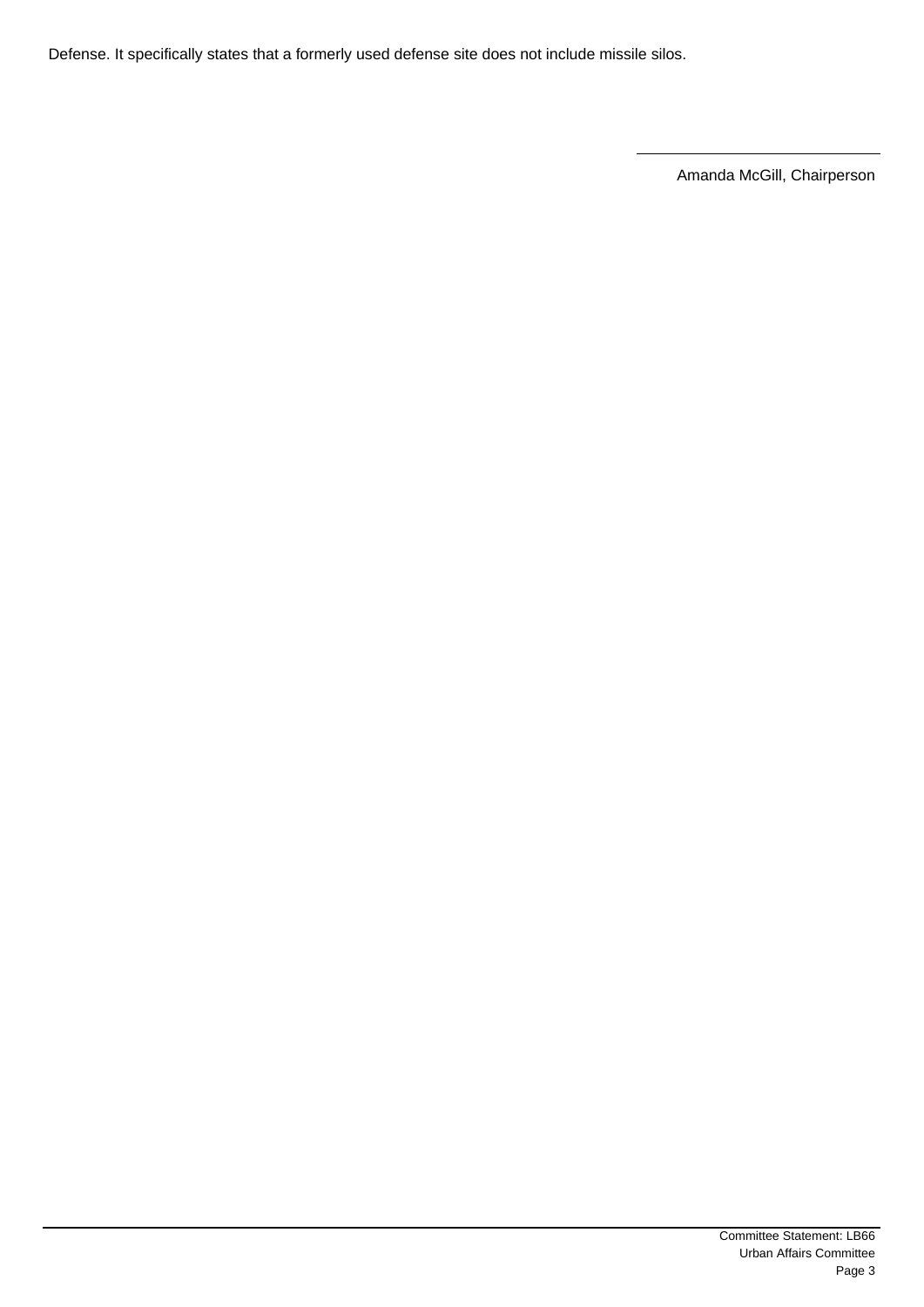Defense. It specifically states that a formerly used defense site does not include missile silos.

Amanda McGill, Chairperson